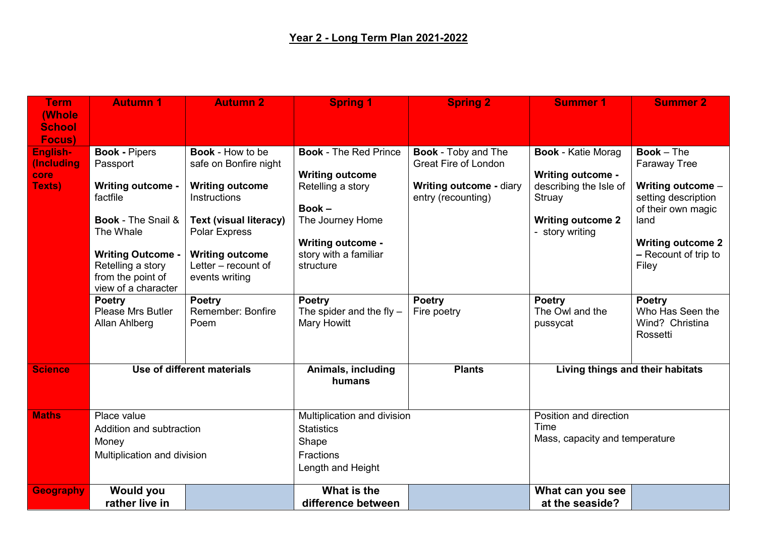# Year 2 - Long Term Plan 2021-2022

| Term (Whole School Focus) | Autumn 1 | Autumn 2 | Spring 1 | Spring 2 | Summer 1 | Summer 2 |
|---|---|---|---|---|---|---|
| English- (Including core Texts) | **Book -** Pipers Passport<br><br>**Writing outcome -** factfile<br><br>**Book** - The Snail & The Whale<br><br>**Writing Outcome -** Retelling a story from the point of view of a character | **Book** - How to be safe on Bonfire night<br><br>**Writing outcome** Instructions<br><br>**Text (visual literacy)** Polar Express<br><br>**Writing outcome** Letter – recount of events writing | **Book** - The Red Prince<br><br>**Writing outcome** Retelling a story<br><br>**Book –** The Journey Home<br><br>**Writing outcome -** story with a familiar structure | **Book** - Toby and The Great Fire of London<br><br>**Writing outcome -** diary entry (recounting) | **Book** - Katie Morag<br><br>**Writing outcome -** describing the Isle of Struay<br><br>**Writing outcome 2** - story writing | **Book** – The Faraway Tree<br><br>**Writing outcome** – setting description of their own magic land<br><br>**Writing outcome 2 –** Recount of trip to Filey |
| | **Poetry** Please Mrs Butler Allan Ahlberg | **Poetry** Remember: Bonfire Poem | **Poetry** The spider and the fly – Mary Howitt | **Poetry** Fire poetry | **Poetry** The Owl and the pussycat | **Poetry** Who Has Seen the Wind? Christina Rossetti |
| Science | **Use of different materials** | | **Animals, including humans** | **Plants** | **Living things and their habitats** | |
| Maths | Place value<br>Addition and subtraction<br>Money<br>Multiplication and division | | Multiplication and division<br>Statistics<br>Shape<br>Fractions<br>Length and Height | | Position and direction<br>Time<br>Mass, capacity and temperature | |
| Geography | **Would you rather live in** | | **What is the difference between** | | **What can you see at the seaside?** | |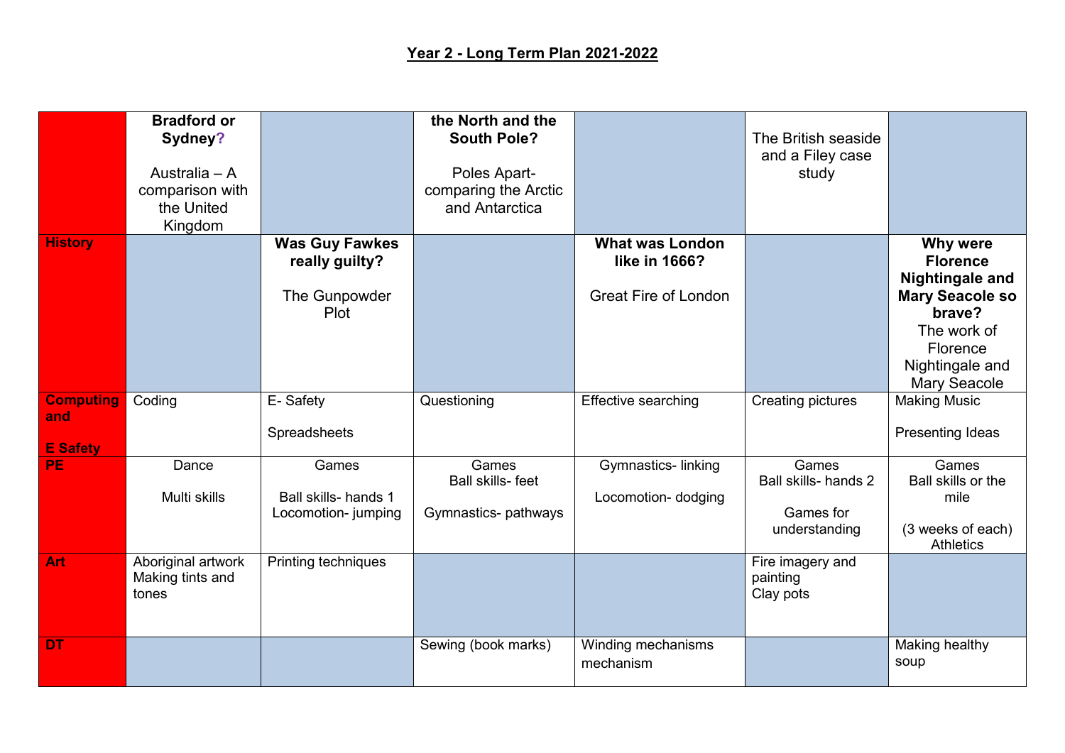## Year 2 - Long Term Plan 2021-2022

| | | | | | | |
|---|---|---|---|---|---|---|
| | **Bradford or Sydney?** Australia – A comparison with the United Kingdom | | **the North and the South Pole?** Poles Apart- comparing the Arctic and Antarctica | | The British seaside and a Filey case study | |
| **History** | | **Was Guy Fawkes really guilty?** The Gunpowder Plot | | **What was London like in 1666?** Great Fire of London | | **Why were Florence Nightingale and Mary Seacole so brave?** The work of Florence Nightingale and Mary Seacole |
| **Computing and E Safety** | Coding | E- Safety<br>Spreadsheets | Questioning | Effective searching | Creating pictures | Making Music<br>Presenting Ideas |
| **PE** | Dance<br>Multi skills | Games<br>Ball skills- hands 1<br>Locomotion- jumping | Games<br>Ball skills- feet<br>Gymnastics- pathways | Gymnastics- linking<br>Locomotion- dodging | Games<br>Ball skills- hands 2<br>Games for understanding | Games<br>Ball skills or the mile<br>(3 weeks of each)<br>Athletics |
| **Art** | Aboriginal artwork<br>Making tints and tones | Printing techniques | | | Fire imagery and painting<br>Clay pots | |
| **DT** | | | Sewing (book marks) | Winding mechanisms mechanism | | Making healthy soup |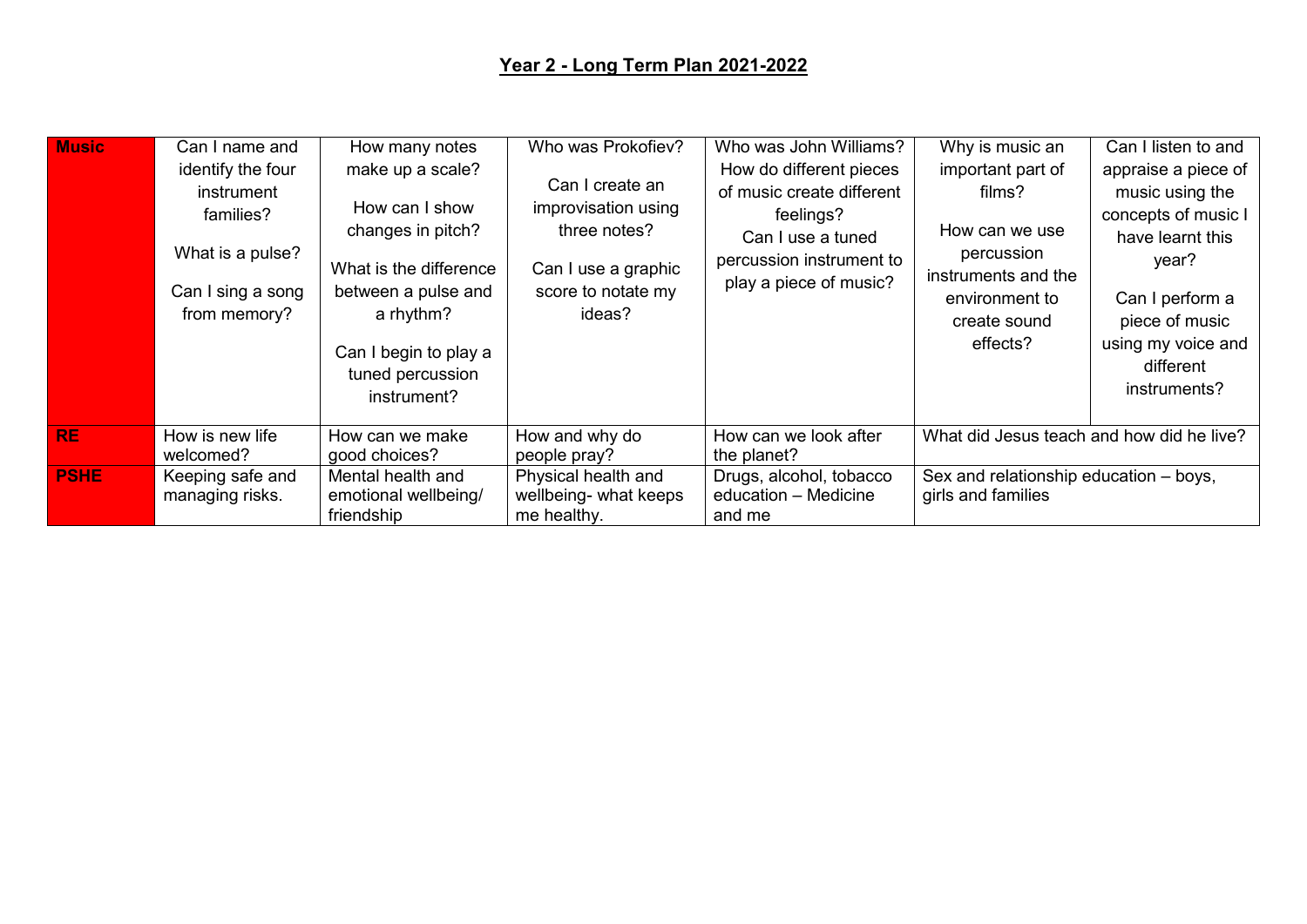## Year 2 - Long Term Plan 2021-2022

| | | | | | | |
|---|---|---|---|---|---|---|
| **Music** | Can I name and identify the four instrument families?<br><br>What is a pulse?<br><br>Can I sing a song from memory? | How many notes make up a scale?<br><br>How can I show changes in pitch?<br><br>What is the difference between a pulse and a rhythm?<br><br>Can I begin to play a tuned percussion instrument? | Who was Prokofiev?<br><br>Can I create an improvisation using three notes?<br><br>Can I use a graphic score to notate my ideas? | Who was John Williams?<br>How do different pieces of music create different feelings?<br>Can I use a tuned percussion instrument to play a piece of music? | Why is music an important part of films?<br><br>How can we use percussion instruments and the environment to create sound effects? | Can I listen to and appraise a piece of music using the concepts of music I have learnt this year?<br><br>Can I perform a piece of music using my voice and different instruments? |
| **RE** | How is new life welcomed? | How can we make good choices? | How and why do people pray? | How can we look after the planet? | What did Jesus teach and how did he live? | |
| **PSHE** | Keeping safe and managing risks. | Mental health and emotional wellbeing/ friendship | Physical health and wellbeing- what keeps me healthy. | Drugs, alcohol, tobacco education – Medicine and me | Sex and relationship education – boys, girls and families | |